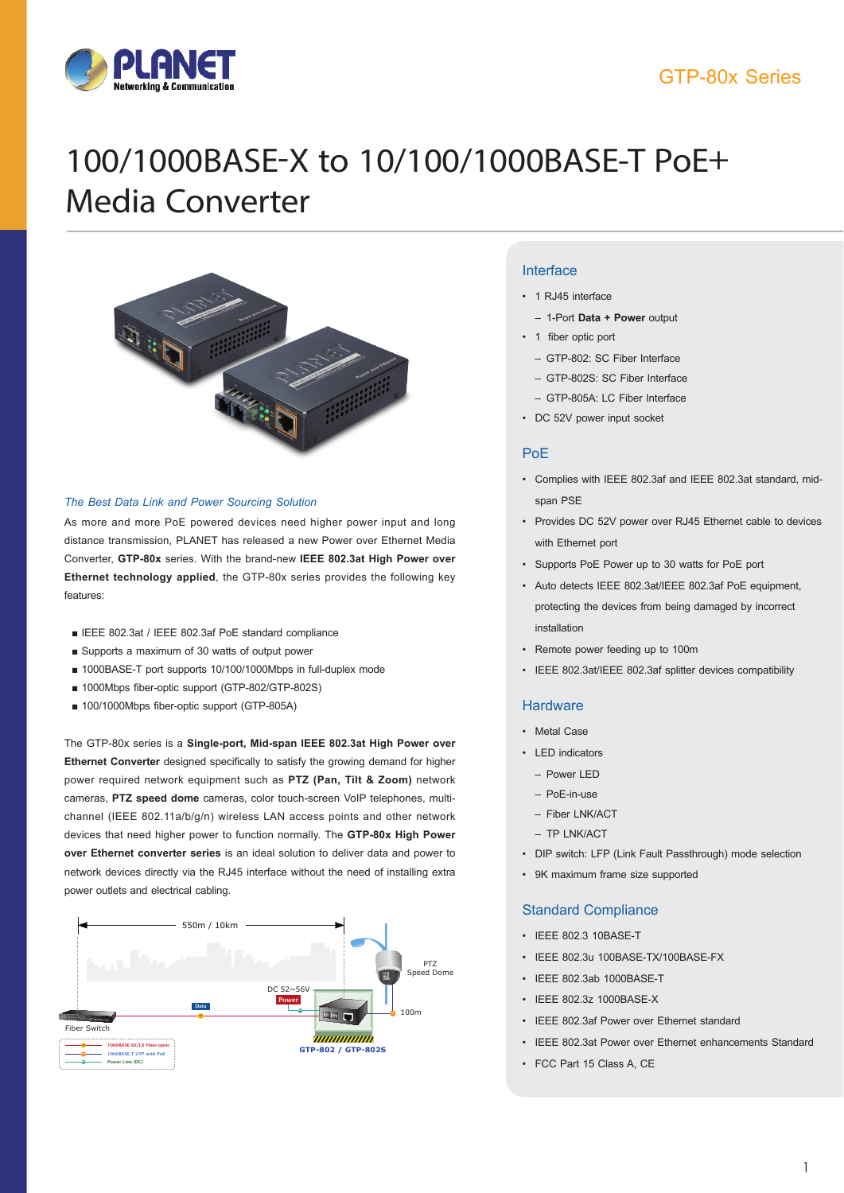# 100/1000BASE-X to 10/100/1000BASE-T PoE+ Media Converter

*The Best Data Link and Power Sourcing Solution*

As more and more PoE powered devices need higher power input and long distance transmission, PLANET has released a new Power over Ethernet Media Converter, **GTP-80x** series. With the brand-new **IEEE 802.3at High Power over Ethernet technology applied**, the GTP-80x series provides the following key features:

- IEEE 802.3at / IEEE 802.3af PoE standard compliance
- Supports a maximum of 30 watts of output power
- 1000BASE-T port supports 10/100/1000Mbps in full-duplex mode
- 1000Mbps fiber-optic support (GTP-802/GTP-802S)
- 100/1000Mbps fiber-optic support (GTP-805A)

The GTP-80x series is a **Single-port, Mid-span IEEE 802.3at High Power over Ethernet Converter** designed specifically to satisfy the growing demand for higher power required network equipment such as **PTZ (Pan, Tilt & Zoom)** network cameras, **PTZ speed dome** cameras, color touch-screen VoIP telephones, multi-channel (IEEE 802.11a/b/g/n) wireless LAN access points and other network devices that need higher power to function normally. The **GTP-80x High Power over Ethernet converter series** is an ideal solution to deliver data and power to network devices directly via the RJ45 interface without the need of installing extra power outlets and electrical cabling.

## Interface

- 1 RJ45 interface
  - 1-Port **Data + Power** output
- 1 fiber optic port
  - GTP-802: SC Fiber Interface
  - GTP-802S: SC Fiber Interface
  - GTP-805A: LC Fiber Interface
- DC 52V power input socket

## PoE

- Complies with IEEE 802.3af and IEEE 802.3at standard, mid-span PSE
- Provides DC 52V power over RJ45 Ethernet cable to devices with Ethernet port
- Supports PoE Power up to 30 watts for PoE port
- Auto detects IEEE 802.3at/IEEE 802.3af PoE equipment, protecting the devices from being damaged by incorrect installation
- Remote power feeding up to 100m
- IEEE 802.3at/IEEE 802.3af splitter devices compatibility

## Hardware

- Metal Case
- LED indicators
  - Power LED
  - PoE-in-use
  - Fiber LNK/ACT
  - TP LNK/ACT
- DIP switch: LFP (Link Fault Passthrough) mode selection
- 9K maximum frame size supported

## Standard Compliance

- IEEE 802.3 10BASE-T
- IEEE 802.3u 100BASE-TX/100BASE-FX
- IEEE 802.3ab 1000BASE-T
- IEEE 802.3z 1000BASE-X
- IEEE 802.3af Power over Ethernet standard
- IEEE 802.3at Power over Ethernet enhancements Standard
- FCC Part 15 Class A, CE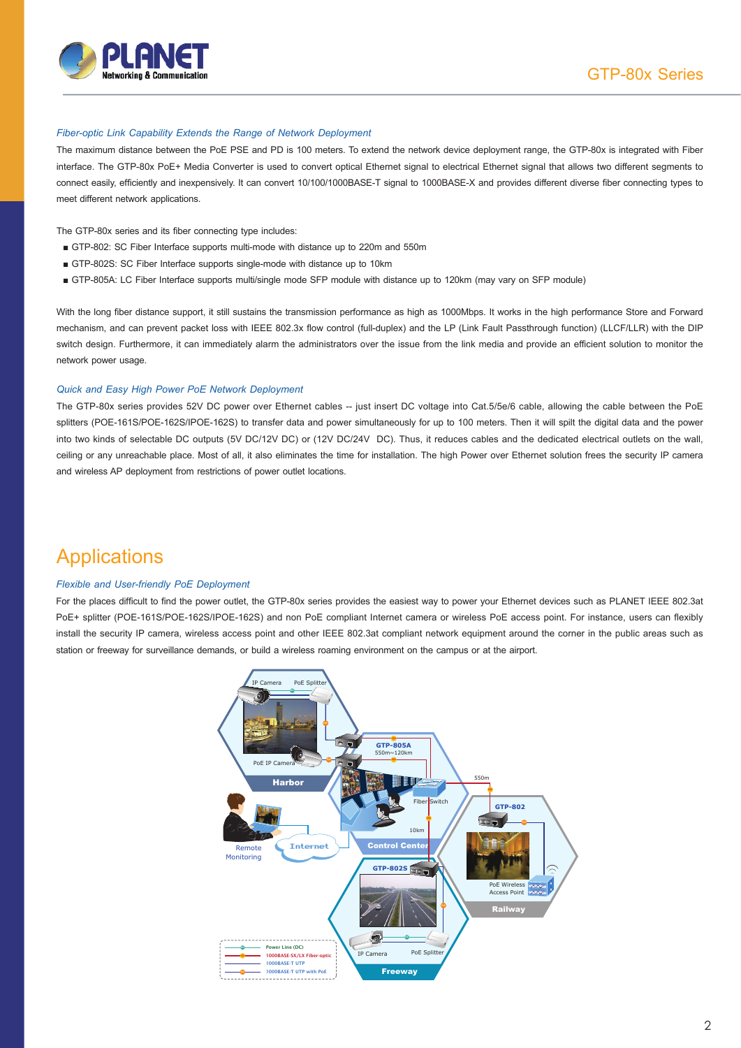### Fiber-optic Link Capability Extends the Range of Network Deployment

The maximum distance between the PoE PSE and PD is 100 meters. To extend the network device deployment range, the GTP-80x is integrated with Fiber interface. The GTP-80x PoE+ Media Converter is used to convert optical Ethernet signal to electrical Ethernet signal that allows two different segments to connect easily, efficiently and inexpensively. It can convert 10/100/1000BASE-T signal to 1000BASE-X and provides different diverse fiber connecting types to meet different network applications.

The GTP-80x series and its fiber connecting type includes:

- GTP-802: SC Fiber Interface supports multi-mode with distance up to 220m and 550m
- GTP-802S: SC Fiber Interface supports single-mode with distance up to 10km
- GTP-805A: LC Fiber Interface supports multi/single mode SFP module with distance up to 120km (may vary on SFP module)

With the long fiber distance support, it still sustains the transmission performance as high as 1000Mbps. It works in the high performance Store and Forward mechanism, and can prevent packet loss with IEEE 802.3x flow control (full-duplex) and the LP (Link Fault Passthrough function) (LLCF/LLR) with the DIP switch design. Furthermore, it can immediately alarm the administrators over the issue from the link media and provide an efficient solution to monitor the network power usage.

### Quick and Easy High Power PoE Network Deployment

The GTP-80x series provides 52V DC power over Ethernet cables -- just insert DC voltage into Cat.5/5e/6 cable, allowing the cable between the PoE splitters (POE-161S/POE-162S/IPOE-162S) to transfer data and power simultaneously for up to 100 meters. Then it will spilt the digital data and the power into two kinds of selectable DC outputs (5V DC/12V DC) or (12V DC/24V DC). Thus, it reduces cables and the dedicated electrical outlets on the wall, ceiling or any unreachable place. Most of all, it also eliminates the time for installation. The high Power over Ethernet solution frees the security IP camera and wireless AP deployment from restrictions of power outlet locations.

## Applications

### Flexible and User-friendly PoE Deployment

For the places difficult to find the power outlet, the GTP-80x series provides the easiest way to power your Ethernet devices such as PLANET IEEE 802.3at PoE+ splitter (POE-161S/POE-162S/IPOE-162S) and non PoE compliant Internet camera or wireless PoE access point. For instance, users can flexibly install the security IP camera, wireless access point and other IEEE 802.3at compliant network equipment around the corner in the public areas such as station or freeway for surveillance demands, or build a wireless roaming environment on the campus or at the airport.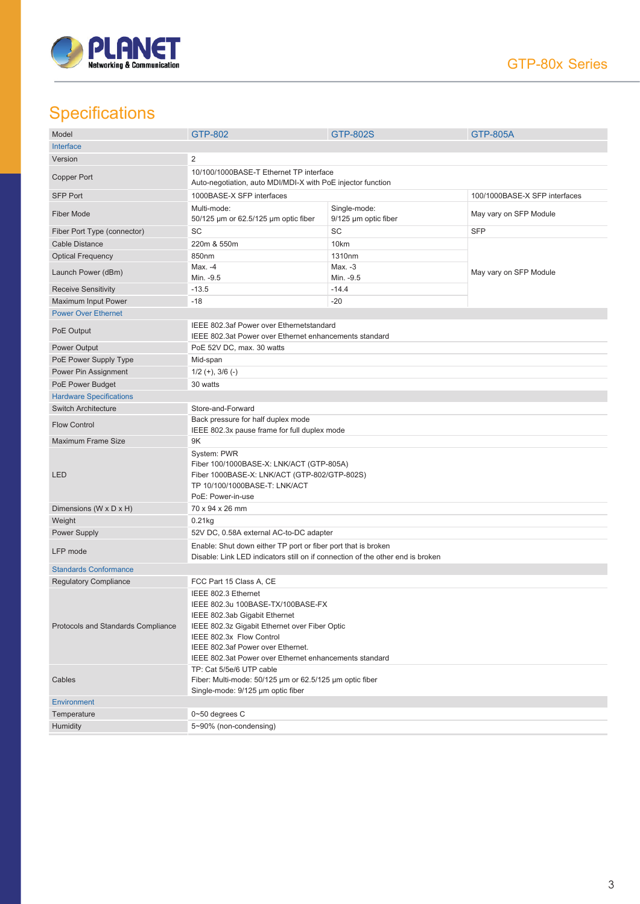## Specifications

| Model | GTP-802 | GTP-802S | GTP-805A |
|---|---|---|---|
| **Interface** | | | |
| Version | 2 | | |
| Copper Port | 10/100/1000BASE-T Ethernet TP interface<br>Auto-negotiation, auto MDI/MDI-X with PoE injector function | | |
| SFP Port | 1000BASE-X SFP interfaces | | 100/1000BASE-X SFP interfaces |
| Fiber Mode | Multi-mode:<br>50/125 µm or 62.5/125 µm optic fiber | Single-mode:<br>9/125 µm optic fiber | May vary on SFP Module |
| Fiber Port Type (connector) | SC | SC | SFP |
| Cable Distance | 220m & 550m | 10km | May vary on SFP Module |
| Optical Frequency | 850nm | 1310nm | |
| Launch Power (dBm) | Max. -4<br>Min. -9.5 | Max. -3<br>Min. -9.5 | |
| Receive Sensitivity | -13.5 | -14.4 | |
| Maximum Input Power | -18 | -20 | |
| **Power Over Ethernet** | | | |
| PoE Output | IEEE 802.3af Power over Ethernetstandard<br>IEEE 802.3at Power over Ethernet enhancements standard | | |
| Power Output | PoE 52V DC, max. 30 watts | | |
| PoE Power Supply Type | Mid-span | | |
| Power Pin Assignment | 1/2 (+), 3/6 (-) | | |
| PoE Power Budget | 30 watts | | |
| **Hardware Specifications** | | | |
| Switch Architecture | Store-and-Forward | | |
| Flow Control | Back pressure for half duplex mode<br>IEEE 802.3x pause frame for full duplex mode | | |
| Maximum Frame Size | 9K | | |
| LED | System: PWR<br>Fiber 100/1000BASE-X: LNK/ACT (GTP-805A)<br>Fiber 1000BASE-X: LNK/ACT (GTP-802/GTP-802S)<br>TP 10/100/1000BASE-T: LNK/ACT<br>PoE: Power-in-use | | |
| Dimensions (W x D x H) | 70 x 94 x 26 mm | | |
| Weight | 0.21kg | | |
| Power Supply | 52V DC, 0.58A external AC-to-DC adapter | | |
| LFP mode | Enable: Shut down either TP port or fiber port that is broken<br>Disable: Link LED indicators still on if connection of the other end is broken | | |
| **Standards Conformance** | | | |
| Regulatory Compliance | FCC Part 15 Class A, CE | | |
| Protocols and Standards Compliance | IEEE 802.3 Ethernet<br>IEEE 802.3u 100BASE-TX/100BASE-FX<br>IEEE 802.3ab Gigabit Ethernet<br>IEEE 802.3z Gigabit Ethernet over Fiber Optic<br>IEEE 802.3x Flow Control<br>IEEE 802.3af Power over Ethernet.<br>IEEE 802.3at Power over Ethernet enhancements standard | | |
| Cables | TP: Cat 5/5e/6 UTP cable<br>Fiber: Multi-mode: 50/125 µm or 62.5/125 µm optic fiber<br>Single-mode: 9/125 µm optic fiber | | |
| **Environment** | | | |
| Temperature | 0~50 degrees C | | |
| Humidity | 5~90% (non-condensing) | | |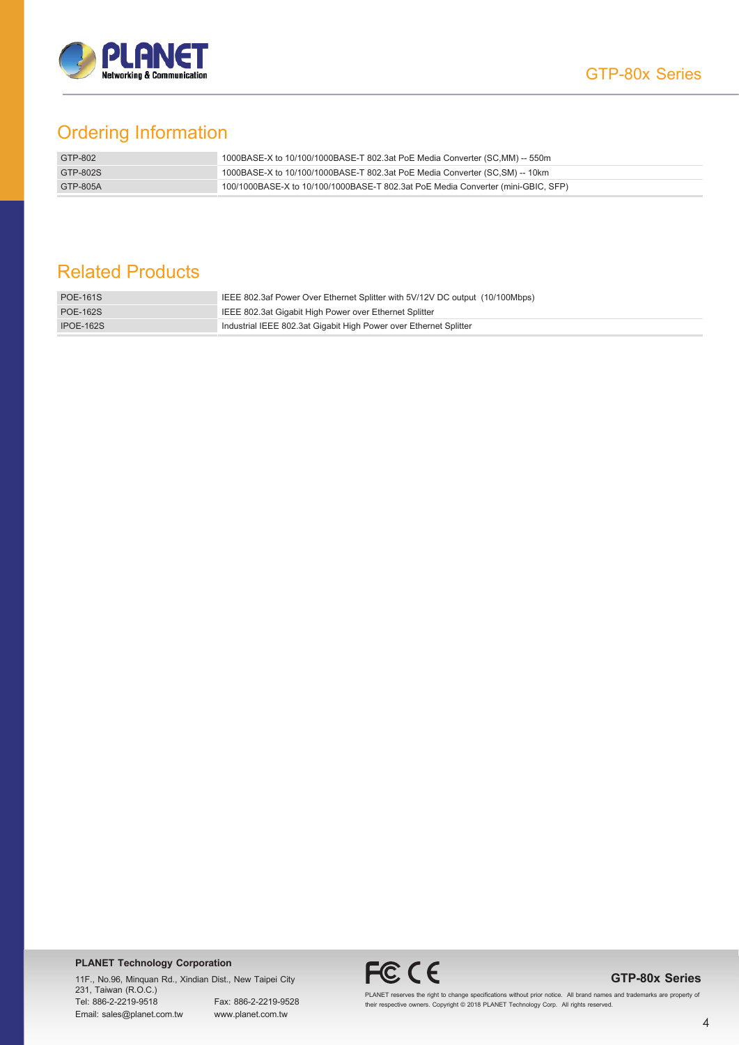## Ordering Information

| | |
|---|---|
| GTP-802 | 1000BASE-X to 10/100/1000BASE-T 802.3at PoE Media Converter (SC,MM) -- 550m |
| GTP-802S | 1000BASE-X to 10/100/1000BASE-T 802.3at PoE Media Converter (SC,SM) -- 10km |
| GTP-805A | 100/1000BASE-X to 10/100/1000BASE-T 802.3at PoE Media Converter (mini-GBIC, SFP) |

## Related Products

| | |
|---|---|
| POE-161S | IEEE 802.3af Power Over Ethernet Splitter with 5V/12V DC output (10/100Mbps) |
| POE-162S | IEEE 802.3at Gigabit High Power over Ethernet Splitter |
| IPOE-162S | Industrial IEEE 802.3at Gigabit High Power over Ethernet Splitter |

**PLANET Technology Corporation**

11F., No.96, Minquan Rd., Xindian Dist., New Taipei City 231, Taiwan (R.O.C.)
Tel: 886-2-2219-9518 Fax: 886-2-2219-9528
Email: sales@planet.com.tw www.planet.com.tw

PLANET reserves the right to change specifications without prior notice. All brand names and trademarks are property of their respective owners. Copyright © 2018 PLANET Technology Corp. All rights reserved.